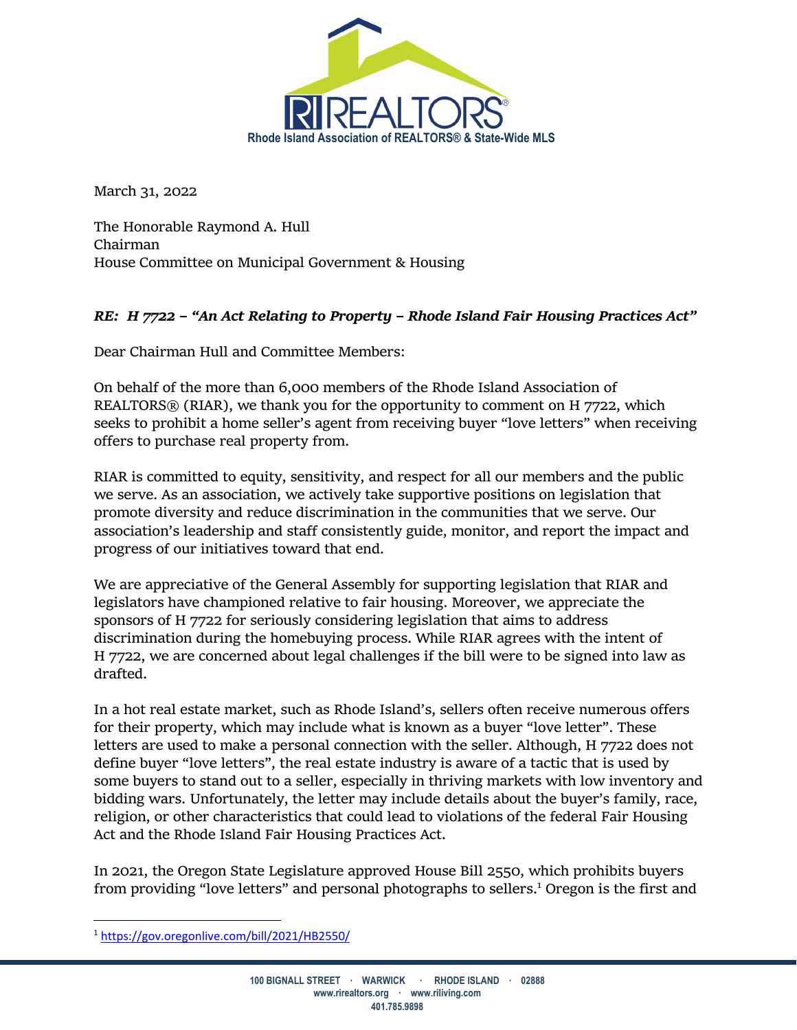**RI REALTORS®**
**Rhode Island Association of REALTORS® & State-Wide MLS**

March 31, 2022

The Honorable Raymond A. Hull
Chairman
House Committee on Municipal Government & Housing

***RE: H 7722 – "An Act Relating to Property – Rhode Island Fair Housing Practices Act"***

Dear Chairman Hull and Committee Members:

On behalf of the more than 6,000 members of the Rhode Island Association of REALTORS® (RIAR), we thank you for the opportunity to comment on H 7722, which seeks to prohibit a home seller's agent from receiving buyer "love letters" when receiving offers to purchase real property from.

RIAR is committed to equity, sensitivity, and respect for all our members and the public we serve. As an association, we actively take supportive positions on legislation that promote diversity and reduce discrimination in the communities that we serve. Our association's leadership and staff consistently guide, monitor, and report the impact and progress of our initiatives toward that end.

We are appreciative of the General Assembly for supporting legislation that RIAR and legislators have championed relative to fair housing. Moreover, we appreciate the sponsors of H 7722 for seriously considering legislation that aims to address discrimination during the homebuying process. While RIAR agrees with the intent of H 7722, we are concerned about legal challenges if the bill were to be signed into law as drafted.

In a hot real estate market, such as Rhode Island's, sellers often receive numerous offers for their property, which may include what is known as a buyer "love letter". These letters are used to make a personal connection with the seller. Although, H 7722 does not define buyer "love letters", the real estate industry is aware of a tactic that is used by some buyers to stand out to a seller, especially in thriving markets with low inventory and bidding wars. Unfortunately, the letter may include details about the buyer's family, race, religion, or other characteristics that could lead to violations of the federal Fair Housing Act and the Rhode Island Fair Housing Practices Act.

In 2021, the Oregon State Legislature approved House Bill 2550, which prohibits buyers from providing "love letters" and personal photographs to sellers.[1] Oregon is the first and

[1] https://gov.oregonlive.com/bill/2021/HB2550/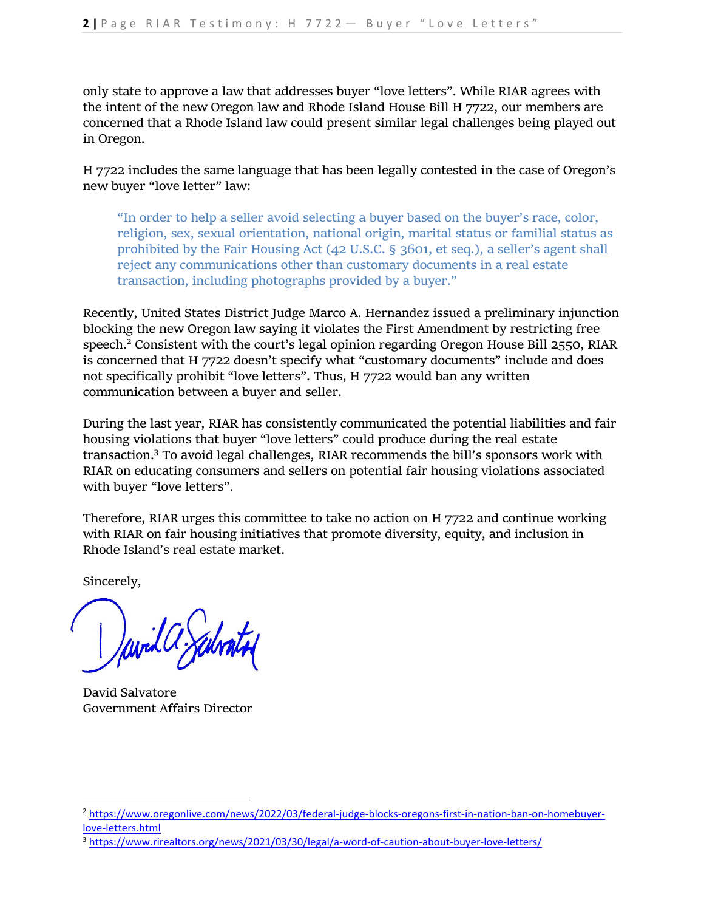only state to approve a law that addresses buyer “love letters”. While RIAR agrees with the intent of the new Oregon law and Rhode Island House Bill H 7722, our members are concerned that a Rhode Island law could present similar legal challenges being played out in Oregon.

H 7722 includes the same language that has been legally contested in the case of Oregon’s new buyer “love letter” law:

> “In order to help a seller avoid selecting a buyer based on the buyer’s race, color, religion, sex, sexual orientation, national origin, marital status or familial status as prohibited by the Fair Housing Act (42 U.S.C. § 3601, et seq.), a seller’s agent shall reject any communications other than customary documents in a real estate transaction, including photographs provided by a buyer.”

Recently, United States District Judge Marco A. Hernandez issued a preliminary injunction blocking the new Oregon law saying it violates the First Amendment by restricting free speech.[2] Consistent with the court’s legal opinion regarding Oregon House Bill 2550, RIAR is concerned that H 7722 doesn’t specify what “customary documents” include and does not specifically prohibit “love letters”. Thus, H 7722 would ban any written communication between a buyer and seller.

During the last year, RIAR has consistently communicated the potential liabilities and fair housing violations that buyer “love letters” could produce during the real estate transaction.[3] To avoid legal challenges, RIAR recommends the bill’s sponsors work with RIAR on educating consumers and sellers on potential fair housing violations associated with buyer “love letters”.

Therefore, RIAR urges this committee to take no action on H 7722 and continue working with RIAR on fair housing initiatives that promote diversity, equity, and inclusion in Rhode Island’s real estate market.

Sincerely,

David Salvatore
Government Affairs Director

---

[2] https://www.oregonlive.com/news/2022/03/federal-judge-blocks-oregons-first-in-nation-ban-on-homebuyer-love-letters.html

[3] https://www.rirealtors.org/news/2021/03/30/legal/a-word-of-caution-about-buyer-love-letters/